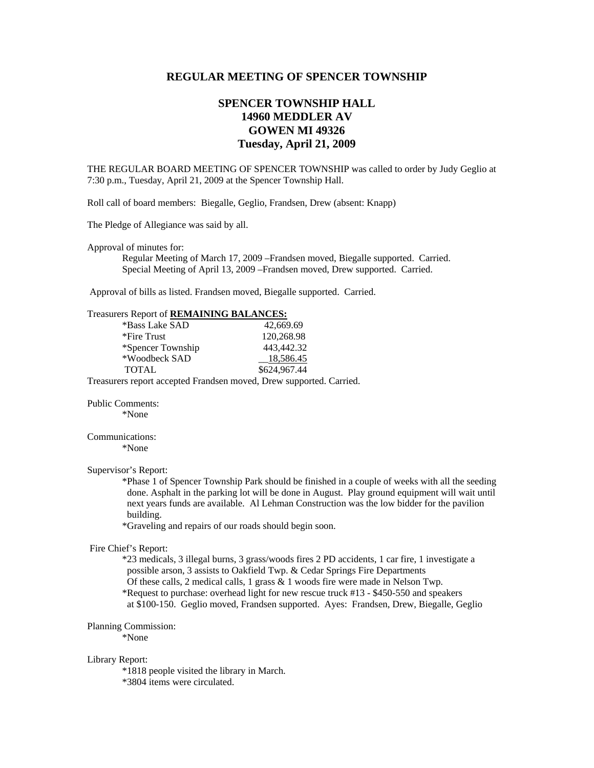# REGULAR MEETING OF SPENCER TOWNSHIP

## SPENCER TOWNSHIP HALL
## 14960 MEDDLER AV
## GOWEN MI 49326
## Tuesday, April 21, 2009

THE REGULAR BOARD MEETING OF SPENCER TOWNSHIP was called to order by Judy Geglio at 7:30 p.m., Tuesday, April 21, 2009 at the Spencer Township Hall.

Roll call of board members: Biegalle, Geglio, Frandsen, Drew (absent: Knapp)

The Pledge of Allegiance was said by all.

Approval of minutes for:

Regular Meeting of March 17, 2009 –Frandsen moved, Biegalle supported. Carried.
Special Meeting of April 13, 2009 –Frandsen moved, Drew supported. Carried.

Approval of bills as listed. Frandsen moved, Biegalle supported. Carried.

Treasurers Report of **REMAINING BALANCES:**

| | |
|---|---|
| *Bass Lake SAD | 42,669.69 |
| *Fire Trust | 120,268.98 |
| *Spencer Township | 443,442.32 |
| *Woodbeck SAD | 18,586.45 |
| TOTAL | $624,967.44 |

Treasurers report accepted Frandsen moved, Drew supported. Carried.

Public Comments:

*None

Communications:

*None

Supervisor's Report:

*Phase 1 of Spencer Township Park should be finished in a couple of weeks with all the seeding done. Asphalt in the parking lot will be done in August. Play ground equipment will wait until next years funds are available. Al Lehman Construction was the low bidder for the pavilion building.

*Graveling and repairs of our roads should begin soon.

Fire Chief's Report:

*23 medicals, 3 illegal burns, 3 grass/woods fires 2 PD accidents, 1 car fire, 1 investigate a possible arson, 3 assists to Oakfield Twp. & Cedar Springs Fire Departments
Of these calls, 2 medical calls, 1 grass & 1 woods fire were made in Nelson Twp.

*Request to purchase: overhead light for new rescue truck #13 - $450-550 and speakers at $100-150. Geglio moved, Frandsen supported. Ayes: Frandsen, Drew, Biegalle, Geglio

Planning Commission:

*None

Library Report:

*1818 people visited the library in March.
*3804 items were circulated.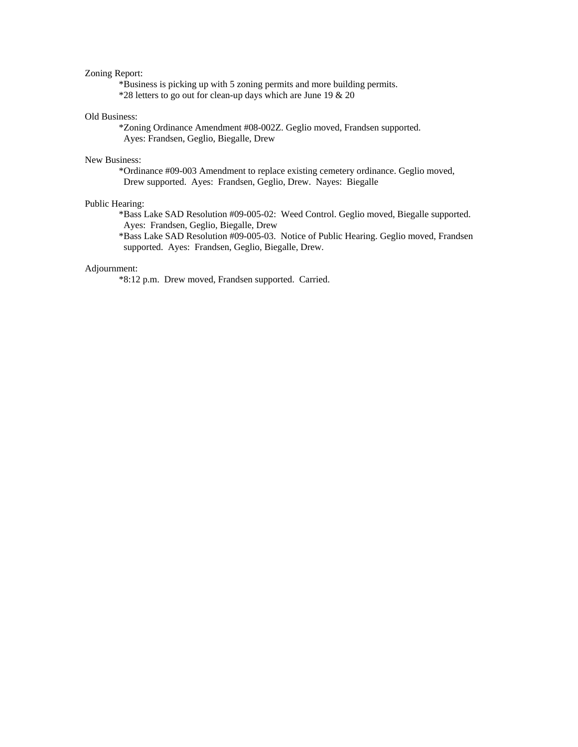Zoning Report:

*Business is picking up with 5 zoning permits and more building permits.
*28 letters to go out for clean-up days which are June 19 & 20

Old Business:

*Zoning Ordinance Amendment #08-002Z. Geglio moved, Frandsen supported.
Ayes: Frandsen, Geglio, Biegalle, Drew

New Business:

*Ordinance #09-003 Amendment to replace existing cemetery ordinance. Geglio moved, Drew supported. Ayes: Frandsen, Geglio, Drew. Nayes: Biegalle

Public Hearing:

*Bass Lake SAD Resolution #09-005-02: Weed Control. Geglio moved, Biegalle supported. Ayes: Frandsen, Geglio, Biegalle, Drew
*Bass Lake SAD Resolution #09-005-03. Notice of Public Hearing. Geglio moved, Frandsen supported. Ayes: Frandsen, Geglio, Biegalle, Drew.

Adjournment:

*8:12 p.m. Drew moved, Frandsen supported. Carried.